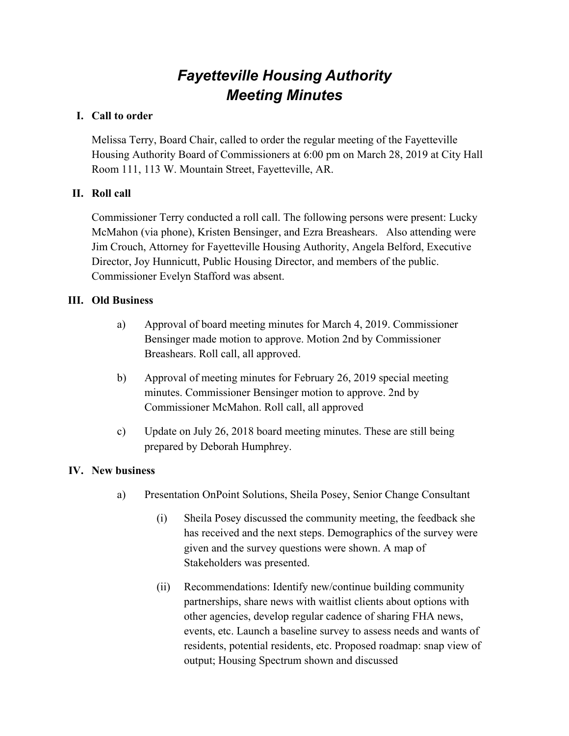# *Fayetteville Housing Authority Meeting Minutes*

## I. Call to order

Melissa Terry, Board Chair, called to order the regular meeting of the Fayetteville Housing Authority Board of Commissioners at 6:00 pm on March 28, 2019 at City Hall Room 111, 113 W. Mountain Street, Fayetteville, AR.

## II. Roll call

Commissioner Terry conducted a roll call. The following persons were present: Lucky McMahon (via phone), Kristen Bensinger, and Ezra Breashears. Also attending were Jim Crouch, Attorney for Fayetteville Housing Authority, Angela Belford, Executive Director, Joy Hunnicutt, Public Housing Director, and members of the public. Commissioner Evelyn Stafford was absent.

## III. Old Business

a) Approval of board meeting minutes for March 4, 2019. Commissioner Bensinger made motion to approve. Motion 2nd by Commissioner Breashears. Roll call, all approved.

b) Approval of meeting minutes for February 26, 2019 special meeting minutes. Commissioner Bensinger motion to approve. 2nd by Commissioner McMahon. Roll call, all approved

c) Update on July 26, 2018 board meeting minutes. These are still being prepared by Deborah Humphrey.

## IV. New business

a) Presentation OnPoint Solutions, Sheila Posey, Senior Change Consultant

(i) Sheila Posey discussed the community meeting, the feedback she has received and the next steps. Demographics of the survey were given and the survey questions were shown. A map of Stakeholders was presented.

(ii) Recommendations: Identify new/continue building community partnerships, share news with waitlist clients about options with other agencies, develop regular cadence of sharing FHA news, events, etc. Launch a baseline survey to assess needs and wants of residents, potential residents, etc. Proposed roadmap: snap view of output; Housing Spectrum shown and discussed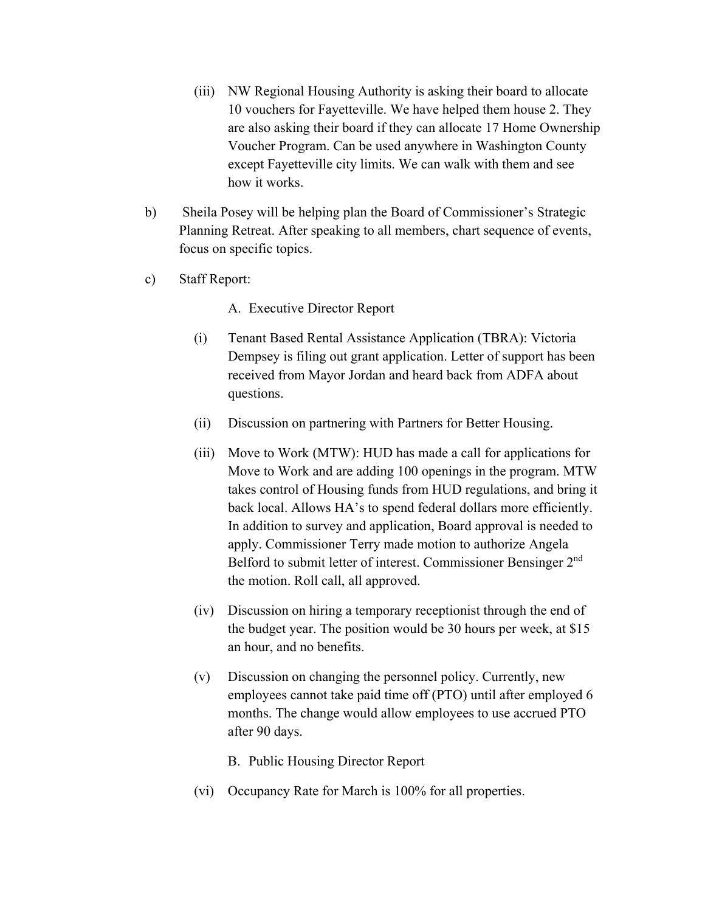(iii) NW Regional Housing Authority is asking their board to allocate 10 vouchers for Fayetteville. We have helped them house 2. They are also asking their board if they can allocate 17 Home Ownership Voucher Program. Can be used anywhere in Washington County except Fayetteville city limits. We can walk with them and see how it works.

b) Sheila Posey will be helping plan the Board of Commissioner's Strategic Planning Retreat. After speaking to all members, chart sequence of events, focus on specific topics.

c) Staff Report:

A. Executive Director Report

(i) Tenant Based Rental Assistance Application (TBRA): Victoria Dempsey is filing out grant application. Letter of support has been received from Mayor Jordan and heard back from ADFA about questions.

(ii) Discussion on partnering with Partners for Better Housing.

(iii) Move to Work (MTW): HUD has made a call for applications for Move to Work and are adding 100 openings in the program. MTW takes control of Housing funds from HUD regulations, and bring it back local. Allows HA's to spend federal dollars more efficiently. In addition to survey and application, Board approval is needed to apply. Commissioner Terry made motion to authorize Angela Belford to submit letter of interest. Commissioner Bensinger 2nd the motion. Roll call, all approved.

(iv) Discussion on hiring a temporary receptionist through the end of the budget year. The position would be 30 hours per week, at $15 an hour, and no benefits.

(v) Discussion on changing the personnel policy. Currently, new employees cannot take paid time off (PTO) until after employed 6 months. The change would allow employees to use accrued PTO after 90 days.

B. Public Housing Director Report

(vi) Occupancy Rate for March is 100% for all properties.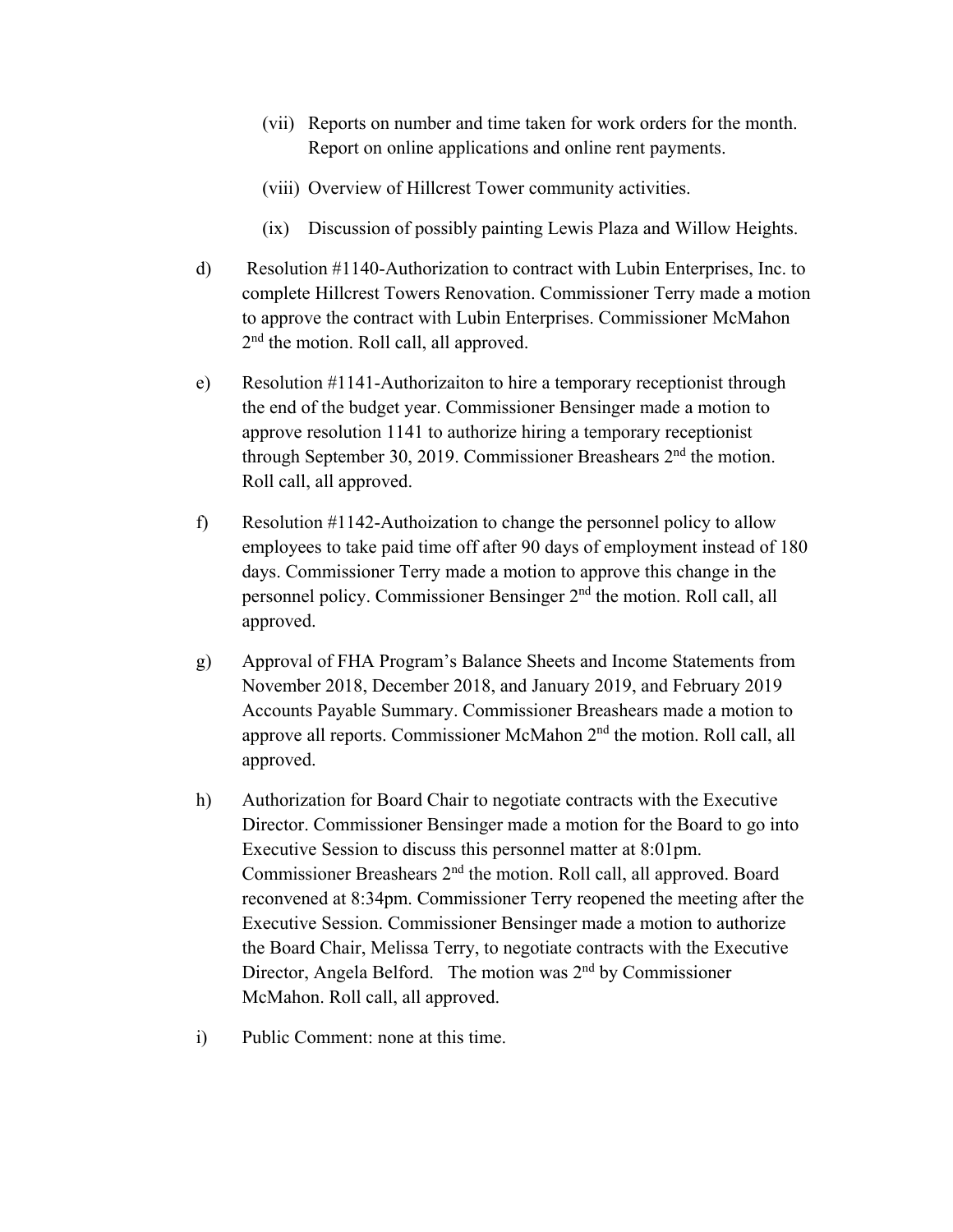(vii) Reports on number and time taken for work orders for the month. Report on online applications and online rent payments.

(viii) Overview of Hillcrest Tower community activities.

(ix) Discussion of possibly painting Lewis Plaza and Willow Heights.

d) Resolution #1140-Authorization to contract with Lubin Enterprises, Inc. to complete Hillcrest Towers Renovation. Commissioner Terry made a motion to approve the contract with Lubin Enterprises. Commissioner McMahon 2nd the motion. Roll call, all approved.

e) Resolution #1141-Authorizaiton to hire a temporary receptionist through the end of the budget year. Commissioner Bensinger made a motion to approve resolution 1141 to authorize hiring a temporary receptionist through September 30, 2019. Commissioner Breashears 2nd the motion. Roll call, all approved.

f) Resolution #1142-Authoization to change the personnel policy to allow employees to take paid time off after 90 days of employment instead of 180 days. Commissioner Terry made a motion to approve this change in the personnel policy. Commissioner Bensinger 2nd the motion. Roll call, all approved.

g) Approval of FHA Program's Balance Sheets and Income Statements from November 2018, December 2018, and January 2019, and February 2019 Accounts Payable Summary. Commissioner Breashears made a motion to approve all reports. Commissioner McMahon 2nd the motion. Roll call, all approved.

h) Authorization for Board Chair to negotiate contracts with the Executive Director. Commissioner Bensinger made a motion for the Board to go into Executive Session to discuss this personnel matter at 8:01pm. Commissioner Breashears 2nd the motion. Roll call, all approved. Board reconvened at 8:34pm. Commissioner Terry reopened the meeting after the Executive Session. Commissioner Bensinger made a motion to authorize the Board Chair, Melissa Terry, to negotiate contracts with the Executive Director, Angela Belford. The motion was 2nd by Commissioner McMahon. Roll call, all approved.

i) Public Comment: none at this time.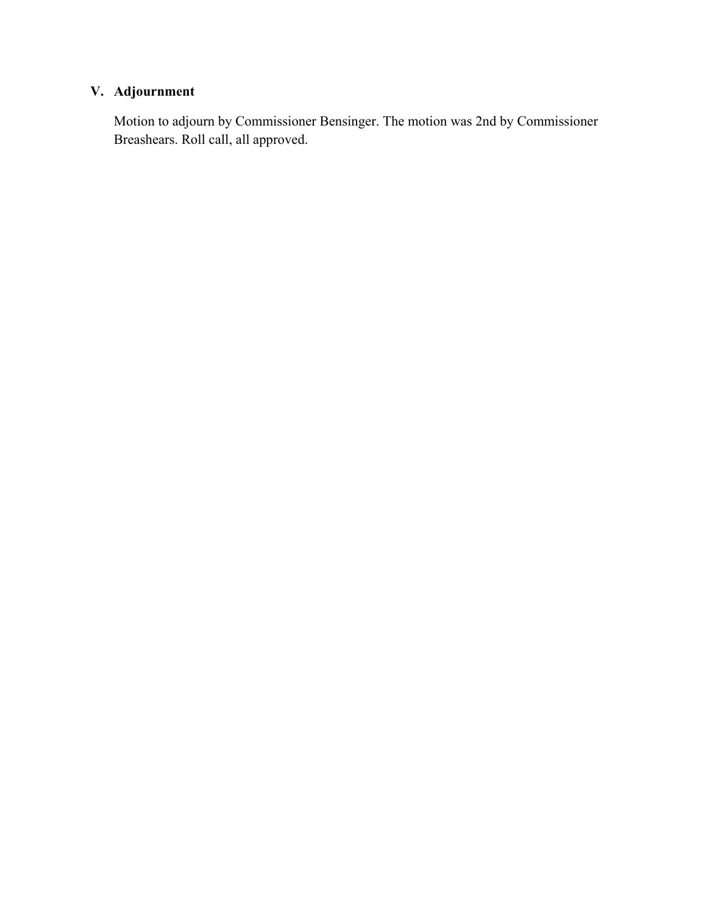## V. Adjournment

Motion to adjourn by Commissioner Bensinger. The motion was 2nd by Commissioner Breashears. Roll call, all approved.